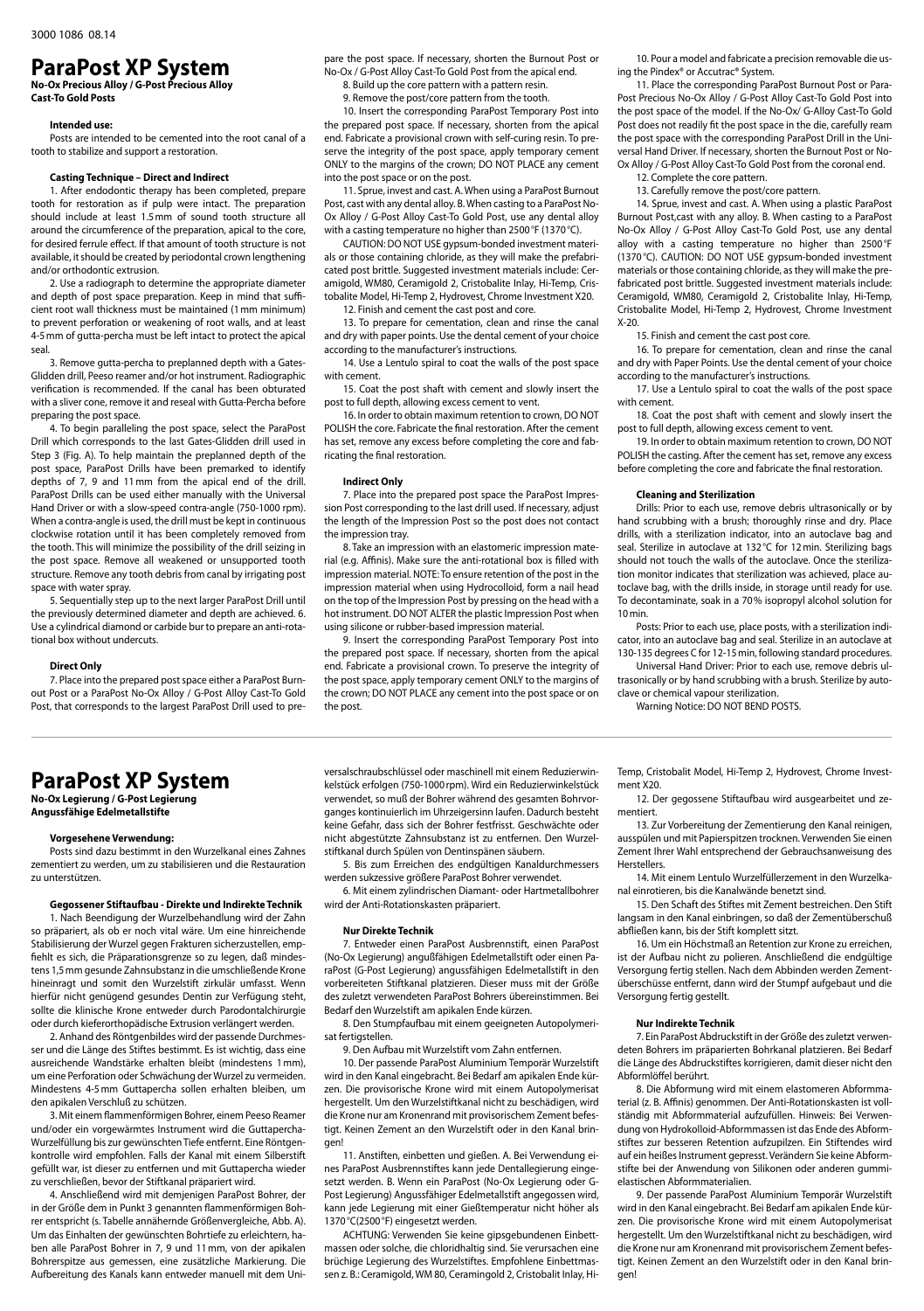3000 1086 08.14

# ParaPost XP System

**No-Ox Precious Alloy / G-Post Precious Alloy Cast-To Gold Posts**

### Intended use:

Posts are intended to be cemented into the root canal of a tooth to stabilize and support a restoration.

### Casting Technique – Direct and Indirect

1. After endodontic therapy has been completed, prepare tooth for restoration as if pulp were intact. The preparation should include at least 1.5 mm of sound tooth structure all around the circumference of the preparation, apical to the core, for desired ferrule effect. If that amount of tooth structure is not available, it should be created by periodontal crown lengthening and/or orthodontic extrusion.

2. Use a radiograph to determine the appropriate diameter and depth of post space preparation. Keep in mind that sufficient root wall thickness must be maintained (1 mm minimum) to prevent perforation or weakening of root walls, and at least 4-5 mm of gutta-percha must be left intact to protect the apical seal.

3. Remove gutta-percha to preplanned depth with a Gates-Glidden drill, Peeso reamer and/or hot instrument. Radiographic verification is recommended. If the canal has been obturated with a sliver cone, remove it and reseal with Gutta-Percha before preparing the post space.

4. To begin paralleling the post space, select the ParaPost Drill which corresponds to the last Gates-Glidden drill used in Step 3 (Fig. A). To help maintain the preplanned depth of the post space, ParaPost Drills have been premarked to identify depths of 7, 9 and 11 mm from the apical end of the drill. ParaPost Drills can be used either manually with the Universal Hand Driver or with a slow-speed contra-angle (750-1000 rpm). When a contra-angle is used, the drill must be kept in continuous clockwise rotation until it has been completely removed from the tooth. This will minimize the possibility of the drill seizing in the post space. Remove all weakened or unsupported tooth structure. Remove any tooth debris from canal by irrigating post space with water spray.

5. Sequentially step up to the next larger ParaPost Drill until the previously determined diameter and depth are achieved. 6. Use a cylindrical diamond or carbide bur to prepare an anti-rotational box without undercuts.

### Direct Only

7. Place into the prepared post space either a ParaPost Burnout Post or a ParaPost No-Ox Alloy / G-Post Alloy Cast-To Gold Post, that corresponds to the largest ParaPost Drill used to prepare the post space. If necessary, shorten the Burnout Post or No-Ox / G-Post Alloy Cast-To Gold Post from the apical end.

8. Build up the core pattern with a pattern resin.

9. Remove the post/core pattern from the tooth.

10. Insert the corresponding ParaPost Temporary Post into the prepared post space. If necessary, shorten from the apical end. Fabricate a provisional crown with self-curing resin. To preserve the integrity of the post space, apply temporary cement ONLY to the margins of the crown; DO NOT PLACE any cement into the post space or on the post.

11. Sprue, invest and cast. A. When using a ParaPost Burnout Post, cast with any dental alloy. B. When casting to a ParaPost No-Ox Alloy / G-Post Alloy Cast-To Gold Post, use any dental alloy with a casting temperature no higher than 2500 °F (1370 °C).

CAUTION: DO NOT USE gypsum-bonded investment materials or those containing chloride, as they will make the prefabricated post brittle. Suggested investment materials include: Ceramigold, WM80, Ceramigold 2, Cristobalite Inlay, Hi-Temp, Cristobalite Model, Hi-Temp 2, Hydrovest, Chrome Investment X20.

12. Finish and cement the cast post and core.

13. To prepare for cementation, clean and rinse the canal and dry with paper points. Use the dental cement of your choice according to the manufacturer's instructions.

14. Use a Lentulo spiral to coat the walls of the post space with cement.

15. Coat the post shaft with cement and slowly insert the post to full depth, allowing excess cement to vent.

16. In order to obtain maximum retention to crown, DO NOT POLISH the core. Fabricate the final restoration. After the cement has set, remove any excess before completing the core and fabricating the final restoration.

### Indirect Only

7. Place into the prepared post space the ParaPost Impression Post corresponding to the last drill used. If necessary, adjust the length of the Impression Post so the post does not contact the impression tray.

8. Take an impression with an elastomeric impression material (e.g. Affinis). Make sure the anti-rotational box is filled with impression material. NOTE: To ensure retention of the post in the impression material when using Hydrocolloid, form a nail head on the top of the Impression Post by pressing on the head with a hot instrument. DO NOT ALTER the plastic Impression Post when using silicone or rubber-based impression material.

9. Insert the corresponding ParaPost Temporary Post into the prepared post space. If necessary, shorten from the apical end. Fabricate a provisional crown. To preserve the integrity of the post space, apply temporary cement ONLY to the margins of the crown; DO NOT PLACE any cement into the post space or on the post.

10. Pour a model and fabricate a precision removable die using the Pindex® or Accutrac® System.

11. Place the corresponding ParaPost Burnout Post or ParaPost Precious No-Ox Alloy / G-Post Alloy Cast-To Gold Post into the post space of the model. If the No-Ox/ G-Alloy Cast-To Gold Post does not readily fit the post space in the die, carefully ream the post space with the corresponding ParaPost Drill in the Universal Hand Driver. If necessary, shorten the Burnout Post or No-Ox Alloy / G-Post Alloy Cast-To Gold Post from the coronal end.

12. Complete the core pattern.

13. Carefully remove the post/core pattern.

14. Sprue, invest and cast. A. When using a plastic ParaPost Burnout Post,cast with any alloy. B. When casting to a ParaPost No-Ox Alloy / G-Post Alloy Cast-To Gold Post, use any dental alloy with a casting temperature no higher than 2500 °F (1370 °C). CAUTION: DO NOT USE gypsum-bonded investment materials or those containing chloride, as they will make the prefabricated post brittle. Suggested investment materials include: Ceramigold, WM80, Ceramigold 2, Cristobalite Inlay, Hi-Temp, Cristobalite Model, Hi-Temp 2, Hydrovest, Chrome Investment X-20.

15. Finish and cement the cast post core.

16. To prepare for cementation, clean and rinse the canal and dry with Paper Points. Use the dental cement of your choice according to the manufacturer's instructions.

17. Use a Lentulo spiral to coat the walls of the post space with cement.

18. Coat the post shaft with cement and slowly insert the post to full depth, allowing excess cement to vent.

19. In order to obtain maximum retention to crown, DO NOT POLISH the casting. After the cement has set, remove any excess before completing the core and fabricate the final restoration.

### Cleaning and Sterilization

Drills: Prior to each use, remove debris ultrasonically or by hand scrubbing with a brush; thoroughly rinse and dry. Place drills, with a sterilization indicator, into an autoclave bag and seal. Sterilize in autoclave at 132 °C for 12 min. Sterilizing bags should not touch the walls of the autoclave. Once the sterilization monitor indicates that sterilization was achieved, place autoclave bag, with the drills inside, in storage until ready for use. To decontaminate, soak in a 70 % isopropyl alcohol solution for 10 min.

Posts: Prior to each use, place posts, with a sterilization indicator, into an autoclave bag and seal. Sterilize in an autoclave at 130-135 degrees C for 12-15 min, following standard procedures.

Universal Hand Driver: Prior to each use, remove debris ultrasonically or by hand scrubbing with a brush. Sterilize by autoclave or chemical vapour sterilization.

Warning Notice: DO NOT BEND POSTS.

# ParaPost XP System

**No-Ox Legierung / G-Post Legierung Angussfähige Edelmetallstifte**

### Vorgesehene Verwendung:

Posts sind dazu bestimmt in den Wurzelkanal eines Zahnes zementiert zu werden, um zu stabilisieren und die Restauration zu unterstützen.

### Gegossener Stiftaufbau - Direkte und Indirekte Technik

1. Nach Beendigung der Wurzelbehandlung wird der Zahn so präpariert, als ob er noch vital wäre. Um eine hinreichende Stabilisierung der Wurzel gegen Frakturen sicherzustellen, empfiehlt es sich, die Präparationsgrenze so zu legen, daß mindestens 1,5 mm gesunde Zahnsubstanz in die umschließende Krone hineinragt und somit den Wurzelstift zirkulär umfasst. Wenn hierfür nicht genügend gesundes Dentin zur Verfügung steht, sollte die klinische Krone entweder durch Parodontalchirurgie oder durch kieferorthopädische Extrusion verlängert werden.

2. Anhand des Röntgenbildes wird der passende Durchmesser und die Länge des Stiftes bestimmt. Es ist wichtig, dass eine ausreichende Wandstärke erhalten bleibt (mindestens 1 mm), um eine Perforation oder Schwächung der Wurzel zu vermeiden. Mindestens 4-5 mm Guttapercha sollen erhalten bleiben, um den apikalen Verschluß zu schützen.

3. Mit einem flammenförmigen Bohrer, einem Peeso Reamer und/oder ein vorgewärmtes Instrument wird die Guttapercha-Wurzelfüllung bis zur gewünschten Tiefe entfernt. Eine Röntgenkontrolle wird empfohlen. Falls der Kanal mit einem Silberstift gefüllt war, ist dieser zu entfernen und mit Guttapercha wieder zu verschließen, bevor der Stiftkanal präpariert wird.

4. Anschließend wird mit demjenigen ParaPost Bohrer, der in der Größe dem in Punkt 3 genannten flammenförmigen Bohrer entspricht (s. Tabelle annähernde Größenvergleiche, Abb. A). Um das Einhalten der gewünschten Bohrtiefe zu erleichtern, haben alle ParaPost Bohrer in 7, 9 und 11 mm, von der apikalen Bohrerspitze aus gemessen, eine zusätzliche Markierung. Die Aufbereitung des Kanals kann entweder manuell mit dem Universalschraubschlüssel oder maschinell mit einem Reduzierwinkelstück erfolgen (750-1000 rpm). Wird ein Reduzierwinkelstück verwendet, so muß der Bohrer während des gesamten Bohrvorganges kontinuierlich im Uhrzeigersinn laufen. Dadurch besteht keine Gefahr, dass sich der Bohrer festfrisst. Geschwächte oder nicht abgestützte Zahnsubstanz ist zu entfernen. Den Wurzelstiftkanal durch Spülen von Dentinspänen säubern.

5. Bis zum Erreichen des endgültigen Kanaldurchmessers werden sukzessive größere ParaPost Bohrer verwendet.

6. Mit einem zylindrischen Diamant- oder Hartmetallbohrer wird der Anti-Rotationskasten präpariert.

### Nur Direkte Technik

7. Entweder einen ParaPost Ausbrennstift, einen ParaPost (No-Ox Legierung) angußfähigen Edelmetallstift oder einen ParaPost (G-Post Legierung) angussfähigen Edelmetallstift in den vorbereiteten Stiftkanal platzieren. Dieser muss mit der Größe des zuletzt verwendeten ParaPost Bohrers übereinstimmen. Bei Bedarf den Wurzelstift am apikalen Ende kürzen.

8. Den Stumpfaufbau mit einem geeigneten Autopolymerisat fertigstellen.

9. Den Aufbau mit Wurzelstift vom Zahn entfernen.

10. Der passende ParaPost Aluminium Temporär Wurzelstift wird in den Kanal eingebracht. Bei Bedarf am apikalen Ende kürzen. Die provisorische Krone wird mit einem Autopolymerisat hergestellt. Um den Wurzelstiftkanal nicht zu beschädigen, wird die Krone nur am Kronenrand mit provisorischem Zement befestigt. Keinen Zement an den Wurzelstift oder in den Kanal bringen!

11. Anstiften, einbetten und gießen. A. Bei Verwendung eines ParaPost Ausbrennstiftes kann jede Dentallegierung eingesetzt werden. B. Wenn ein ParaPost (No-Ox Legierung oder G-Post Legierung) Angussfähiger Edelmetallstift angegossen wird, kann jede Legierung mit einer Gießtemperatur nicht höher als 1370 °C(2500 °F) eingesetzt werden.

ACHTUNG: Verwenden Sie keine gipsgebundenen Einbettmassen oder solche, die chloridhaltig sind. Sie verursachen eine brüchige Legierung des Wurzelstifts. Empfohlene Einbettmassen z. B.: Ceramigold, WM 80, Ceramingold 2, Cristobalit Inlay, Hi-Temp, Cristobalit Model, Hi-Temp 2, Hydrovest, Chrome Investment X20.

12. Der gegossene Stiftaufbau wird ausgearbeitet und zementiert.

13. Zur Vorbereitung der Zementierung den Kanal reinigen, ausspülen und mit Papierspitzen trocknen. Verwenden Sie einen Zement Ihrer Wahl entsprechend der Gebrauchsanweisung des Herstellers.

14. Mit einem Lentulo Wurzelfüllerzement in den Wurzelkanal einrotieren, bis die Kanalwände benetzt sind.

15. Den Schaft des Stiftes mit Zement bestreichen. Den Stift langsam in den Kanal einbringen, so daß der Zementüberschuß abfließen kann, bis der Stift komplett sitzt.

16. Um ein Höchstmaß an Retention zur Krone zu erreichen, ist der Aufbau nicht zu polieren. Anschließend die endgültige Versorgung fertig stellen. Nach dem Abbinden werden Zementüberschüsse entfernt, dann wird der Stumpf aufgebaut und die Versorgung fertig gestellt.

### Nur Indirekte Technik

7. Ein ParaPost Abdruckstift in der Größe des zuletzt verwendeten Bohrers im präparierten Bohrkanal platzieren. Bei Bedarf die Länge des Abdruckstiftes korrigieren, damit dieser nicht den Abformlöffel berührt.

8. Die Abformung wird mit einem elastomeren Abformmaterial (z. B. Affinis) genommen. Der Anti-Rotationskasten ist vollständig mit Abformmaterial aufzufüllen. Hinweis: Bei Verwendung von Hydrokolloid-Abformmassen ist das Ende des Abformstiftes zur besseren Retention aufzupilzen. Ein Stiftendes wird auf ein heißes Instrument gepresst. Verändern Sie keine Abformstifte bei der Anwendung von Silikonen oder anderen gummielastischen Abformmaterialien.

9. Der passende ParaPost Aluminium Temporär Wurzelstift wird in den Kanal eingebracht. Bei Bedarf am apikalen Ende kürzen. Die provisorische Krone wird mit einem Autopolymerisat hergestellt. Um den Wurzelstiftkanal nicht zu beschädigen, wird die Krone nur am Kronenrand mit provisorischem Zement befestigt. Keinen Zement an den Wurzelstift oder in den Kanal bringen!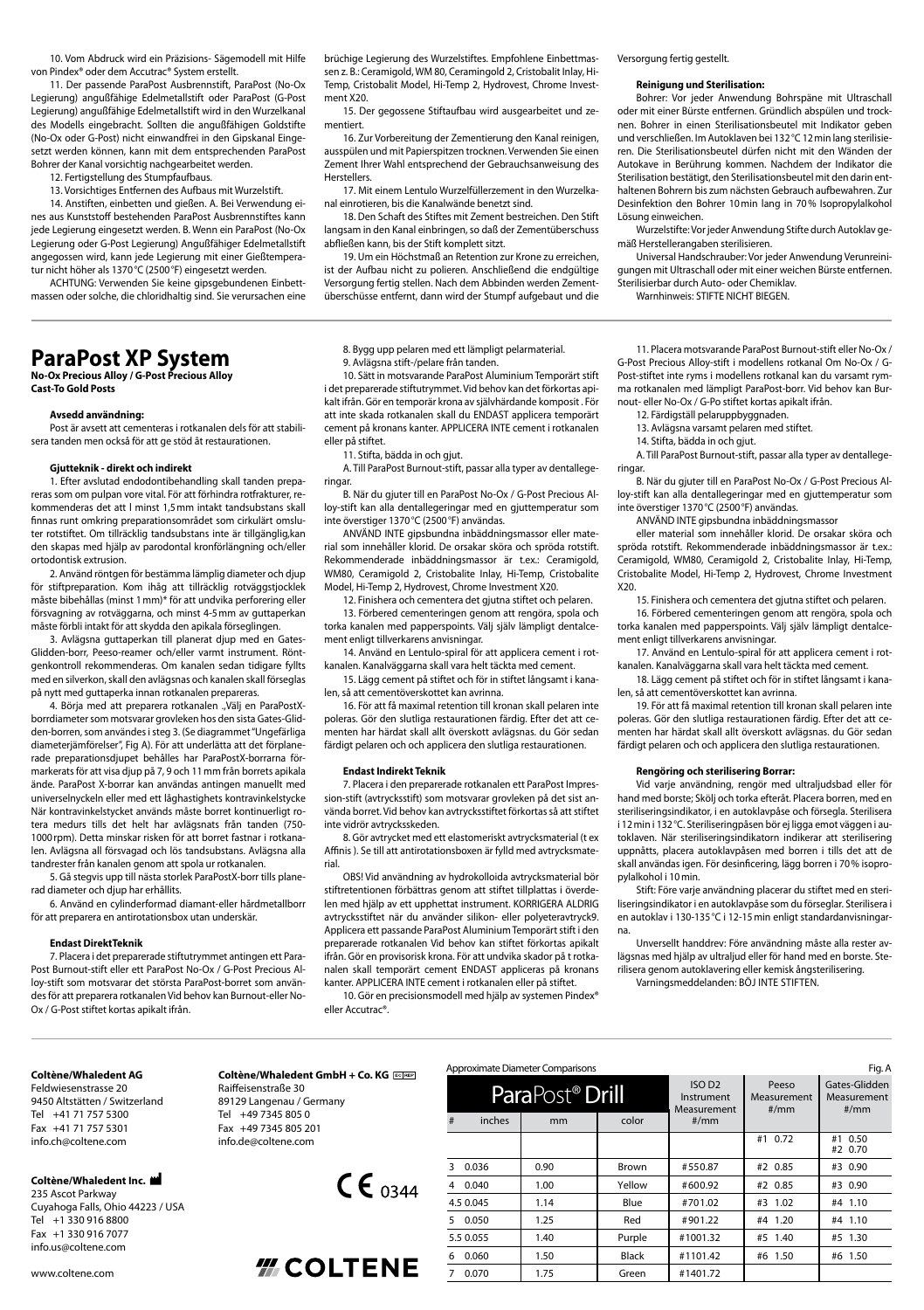10. Vom Abdruck wird ein Präzisions- Sägemodell mit Hilfe von Pindex® oder dem Accutrac® System erstellt.

11. Der passende ParaPost Ausbrennstift, ParaPost (No-Ox Legierung) angußfähige Edelmetallstift oder ParaPost (G-Post Legierung) angußfähige Edelmetallstift wird in den Wurzelkanal des Modells eingebracht. Sollten die angußfähigen Goldstifte (No-Ox oder G-Post) nicht einwandfrei in den Gipskanal Eingesetzt werden können, kann mit dem entsprechenden ParaPost Bohrer der Kanal vorsichtig nachgearbeitet werden.

12. Fertigstellung des Stumpfaufbaus.

13. Vorsichtiges Entfernen des Aufbaus mit Wurzelstift.

14. Anstiften, einbetten und gießen. A. Bei Verwendung eines aus Kunststoff bestehenden ParaPost Ausbrennstiftes kann jede Legierung eingesetzt werden. B. Wenn ein ParaPost (No-Ox Legierung oder G-Post Legierung) Angußfähiger Edelmetallstift angegossen wird, kann jede Legierung mit einer Gießtemperatur nicht höher als 1370 °C (2500 °F) eingesetzt werden.

ACHTUNG: Verwenden Sie keine gipsgebundenen Einbettmassen oder solche, die chloridhaltig sind. Sie verursachen eine brüchige Legierung des Wurzelstiftes. Empfohlene Einbettmassen z. B.: Ceramigold, WM 80, Ceramingold 2, Cristobalit Inlay, Hi-Temp, Cristobalit Model, Hi-Temp 2, Hydrovest, Chrome Investment X20.

15. Der gegossene Stiftaufbau wird ausgearbeitet und zementiert.

16. Zur Vorbereitung der Zementierung den Kanal reinigen, ausspülen und mit Papierspitzen trocknen. Verwenden Sie einen Zement Ihrer Wahl entsprechend der Gebrauchsanweisung des Herstellers.

17. Mit einem Lentulo Wurzelfüllerzement in den Wurzelkanal einrotieren, bis die Kanalwände benetzt sind.

18. Den Schaft des Stiftes mit Zement bestreichen. Den Stift langsam in den Kanal einbringen, so daß der Zementüberschuss abfließen kann, bis der Stift komplett sitzt.

19. Um ein Höchstmaß an Retention zur Krone zu erreichen, ist der Aufbau nicht zu polieren. Anschließend die endgültige Versorgung fertig stellen. Nach dem Abbinden werden Zementüberschüsse entfernt, dann wird der Stumpf aufgebaut und die Versorgung fertig gestellt.

**Reinigung und Sterilisation:**

Bohrer: Vor jeder Anwendung Bohrspäne mit Ultraschall oder mit einer Bürste entfernen. Gründlich abspülen und trocknen. Bohrer in einen Sterilisationsbeutel mit Indikator geben und verschließen. Im Autoklaven bei 132 °C 12 min lang sterilisieren. Die Sterilisationsbeutel dürfen nicht mit den Wänden der Autokave in Berührung kommen. Nachdem der Indikator die Sterilisation bestätigt, den Sterilisationsbeutel mit den darin enthaltenen Bohrern bis zum nächsten Gebrauch aufbewahren. Zur Desinfektion der Bohrer 10 min lang in 70 % Isopropylalkohol Lösung einweichen.

Wurzelstifte: Vor jeder Anwendung Stifte durch Autoklav gemäß Herstellerangaben sterilisieren.

Universal Handschrauber: Vor jeder Anwendung Verunreinigungen mit Ultraschall oder mit einer weichen Bürste entfernen. Sterilisierbar durch Auto- oder Chemiklav.

Warnhinweis: STIFTE NICHT BIEGEN.

# ParaPost XP System

**No-Ox Precious Alloy / G-Post Precious Alloy Cast-To Gold Posts**

**Avsedd användning:**

Post är avsett att cementeras i rotkanalen dels för att stabilisera tanden men också för att ge stöd åt restaurationen.

**Gjutteknik - direkt och indirekt**

1. Efter avslutad endodontibehandling skall tanden prepareras som om pulpan vore vital. För att förhindra rotfrakturer, rekommenderas det att l minst 1,5 mm intakt tandsubstans skall finnas runt omkring preparationsområdet som cirkulärt omsluter rotstiftet. Om tillräcklig tandsubstans inte är tillgänglig,kan den skapas med hjälp av parodontal kronförlängning och/eller ortodontisk extrusion.

2. Använd röntgen för bestämma lämplig diameter och djup för stiftpreparation. Kom ihåg att tillräcklig rotväggstjocklek måste bibehållas (minst 1 mm)* för att undvika perforering eller försvagning av rotväggarna, och minst 4-5 mm av guttaperkan måste förbli intakt för att skydda den apikala förseglingen.

3. Avlägsna guttaperkan till planerat djup med en Gates-Glidden-borr, Peeso-reamer och/eller varmt instrument. Röntgenkontroll rekommenderas. Om kanalen sedan tidigare fyllts med en silverkon, skall den avlägsnas och kanalen skall förseglas på nytt med guttaperka innan rotkanalen prepareras.

4. Börja med att preparera rotkanalen „Välj en ParaPostX-borrdiameter som motsvarar grovleken hos den sista Gates-Glidden-borren, som användes i steg 3. (Se diagrammet "Ungefärliga diameterjämförelser", Fig A). För att underlätta att det förplanerade preparationsdjupet behålles har ParaPostX-borrarna förmarkerats för att visa djup på 7, 9 och 11 mm från borrets apikala ände. ParaPost X-borrar kan användas antingen manuellt med universelnyckeln eller med ett låghastighets kontravinkelstycke När kontravinkelstycket används måste borret kontinuerligt roteras medurs tills det helt har avlägsnats från tanden (750-1000 rpm). Detta minskar risken för att borret fastnar i rotkanalen. Avlägsna all försvagad och lös tandsubstans. Avlägsna alla tandrester från kanalen genom att spola ur rotkanalen.

5. Gå stegvis upp till nästa storlek ParaPostX-borr tills planerad diameter och djup har erhållits.

6. Använd en cylinderformad diamant-eller hårdmetallborr för att preparera en antirotationsbox utan underskär.

**Endast DirektTeknik**

7. Placera i det preparerade stiftutrymmet antingen ett ParaPost Burnout-stift eller ett ParaPost No-Ox / G-Post Precious Alloy-stift som motsvarar det största ParaPost-borret som användes för att preparera rotkanalen Vid behov kan Burnout-eller No-Ox / G-Post stiftet kortas apikalt ifrån.

8. Bygg upp pelaren med ett lämpligt pelarmaterial.

9. Avlägsna stift-/pelare från tanden.

10. Sätt in motsvarande ParaPost Aluminium Temporärt stift i det preparerade stiftutrymmet. Vid behov kan det förkortas apikalt ifrån. Gör en temporär krona av självhärdande komposit . För att inte skada rotkanalen skall du ENDAST applicera temporärt cement på kronans kanter. APPLICERA INTE cement i rotkanalen eller på stiftet.

11. Stifta, bädda in och gjut.

A. Till ParaPost Burnout-stift, passar alla typer av dentallegeringar.

B. När du gjuter till en ParaPost No-Ox / G-Post Precious Alloy-stift kan alla dentallegeringar med en gjuttemperatur som inte överstiger 1370 °C (2500 °F) användas.

ANVÄND INTE gipsbundna inbäddningsmassor eller material som innehåller klorid. De orsakar sköra och spröda rotstift. Rekommenderade inbäddningsmassor är t.ex.: Ceramigold, WM80, Ceramigold 2, Cristobalite Inlay, Hi-Temp, Cristobalite Model, Hi-Temp 2, Hydrovest, Chrome Investment X20.

12. Finishera och cementera det gjutna stiftet och pelaren.

13. Förbered cementeringen genom att rengöra, spola och torka kanalen med papperspoints. Välj själv lämpligt dentalcement enligt tillverkarens anvisningar.

14. Använd en Lentulo-spiral för att applicera cement i rotkanalen. Kanalväggarna skall vara helt täckta med cement.

15. Lägg cement på stiftet och för in stiftet långsamt i kanalen, så att cementöverskottet kan avrinna.

16. För att få maximal retention till kronan skall pelaren inte poleras. Gör den slutliga restaurationen färdig. Efter det att cementen har härdat skall allt överskott avlägsnas. du Gör sedan färdigt pelaren och och applicera den slutliga restaurationen.

**Endast Indirekt Teknik**

7. Placera i den preparerade rotkanalen ett ParaPost Impression-stift (avtrycksstift) som motsvarar grovleken på det sist använda borret. Vid behov kan avtrycksstiftet förkortas så att stiftet inte vidrör avtrycksskeden.

8. Gör avtrycket med ett elastomeriskt avtrycksmaterial (t ex Affinis ). Se till att antirotationsboxen är fylld med avtrycksmaterial.

OBS! Vid användning av hydrokolloida avtrycksmaterial bör stiftretentionen förbättras genom att stiftet tillplattas i överdelen med hjälp av ett upphettat instrument. KORRIGERA ALDRIG avtrycksstiftet när du använder silikon- eller polyeteravtryck9. Applicera ett passande ParaPost Aluminium Temporärt stift i den preparerade rotkanalen Vid behov kan stiftet förkortas apikalt ifrån. Gör en provisorisk krona. För att undvika skador på t rotkanalen skall temporärt cement ENDAST appliceras på kronans kanter. APPLICERA INTE cement i rotkanalen eller på stiftet.

10. Gör en precisionsmodell med hjälp av systemen Pindex® eller Accutrac®.

11. Placera motsvarande ParaPost Burnout-stift eller No-Ox / G-Post Precious Alloy-stift i modellens rotkanal Om No-Ox / G-Post-stiftet inte ryms i modellens rotkanal kan du varsamt rymma rotkanalen med lämpligt ParaPost-borr. Vid behov kan Burnout- eller No-Ox / G-Po stiftet kortas apikalt ifrån.

12. Färdigställ pelaruppbyggnaden.

13. Avlägsna varsamt pelaren med stiftet.

14. Stifta, bädda in och gjut.

A. Till ParaPost Burnout-stift, passar alla typer av dentallegeringar.

B. När du gjuter till en ParaPost No-Ox / G-Post Precious Alloy-stift kan alla dentallegeringar med en gjuttemperatur som inte överstiger 1370 °C (2500 °F) användas.

ANVÄND INTE gipsbundna inbäddningsmassor

eller material som innehåller klorid. De orsakar sköra och spröda rotstift. Rekommenderade inbäddningsmassor är t.ex.: Ceramigold, WM80, Ceramigold 2, Cristobalite Inlay, Hi-Temp, Cristobalite Model, Hi-Temp 2, Hydrovest, Chrome Investment X20.

15. Finishera och cementera det gjutna stiftet och pelaren.

16. Förbered cementeringen genom att rengöra, spola och torka kanalen med papperspoints. Välj själv lämpligt dentalcement enligt tillverkarens anvisningar.

17. Använd en Lentulo-spiral för att applicera cement i rotkanalen. Kanalväggarna skall vara helt täckta med cement.

18. Lägg cement på stiftet och för in stiftet långsamt i kanalen, så att cementöverskottet kan avrinna.

19. För att få maximal retention till kronan skall pelaren inte poleras. Gör den slutliga restaurationen färdig. Efter det att cementen har härdat skall allt överskott avlägsnas. du Gör sedan färdigt pelaren och och applicera den slutliga restaurationen.

**Rengöring och sterilisering Borrar:**

Vid varje användning, rengör med ultraljudsbad eller för hand med borste; Skölj och torka efteråt. Placera borren, med en steriliseringsindikator, i en autoklavpåse och försegla. Sterilisera i 12 min i 132 °C. Steriliseringpåsen bör ej ligga emot väggen i autoklaven. När steriliseringsindikatorn indikerar att sterilisering uppnåtts, placera autoklavpåsen med borren i tills det att de skall användas igen. För desinficering, lägg borren i 70 % isopropylalkohol i 10 min.

Stift: Före varje användning placerar du stiftet med en steriliseringsindikator i en autoklavpåse som du förseglar. Sterilisera i en autoklav i 130-135 °C i 12-15 min enligt standardanvisningarna.

Unversellt handdrev: Före användning måste alla rester avlägsnas med hjälp av ultraljud eller för hand med en borste. Sterilisera genom autoklavering eller kemisk ångsterilisering.

Varningsmeddelanden: BÖJ INTE STIFTEN.

**Coltène/Whaledent AG**
Feldwiesenstrasse 20
9450 Altstätten / Switzerland
Tel +41 71 757 5300
Fax +41 71 757 5301
info.ch@coltene.com

**Coltène/Whaledent GmbH + Co. KG**
Raiffeisenstraße 30
89129 Langenau / Germany
Tel +49 7345 805 0
Fax +49 7345 805 201
info.de@coltene.com

**Coltène/Whaledent Inc.**
235 Ascot Parkway
Cuyahoga Falls, Ohio 44223 / USA
Tel +1 330 916 8800
Fax +1 330 916 7077
info.us@coltene.com

www.coltene.com

CE 0344

COLTENE

Approximate Diameter Comparisons — Fig. A

| ParaPost® Drill | | | | ISO D2 Instrument Measurement #/mm | Peeso Measurement #/mm | Gates-Glidden Measurement #/mm |
|---|---|---|---|---|---|---|
| # | inches | mm | color | | | |
| | | | | | #1 0.72 | #1 0.50<br>#2 0.70 |
| 3 | 0.036 | 0.90 | Brown | #550.87 | #2 0.85 | #3 0.90 |
| 4 | 0.040 | 1.00 | Yellow | #600.92 | #2 0.85 | #3 0.90 |
| 4.5 | 0.045 | 1.14 | Blue | #701.02 | #3 1.02 | #4 1.10 |
| 5 | 0.050 | 1.25 | Red | #901.22 | #4 1.20 | #4 1.10 |
| 5.5 | 0.055 | 1.40 | Purple | #1001.32 | #5 1.40 | #5 1.30 |
| 6 | 0.060 | 1.50 | Black | #1101.42 | #6 1.50 | #6 1.50 |
| 7 | 0.070 | 1.75 | Green | #1401.72 | | |